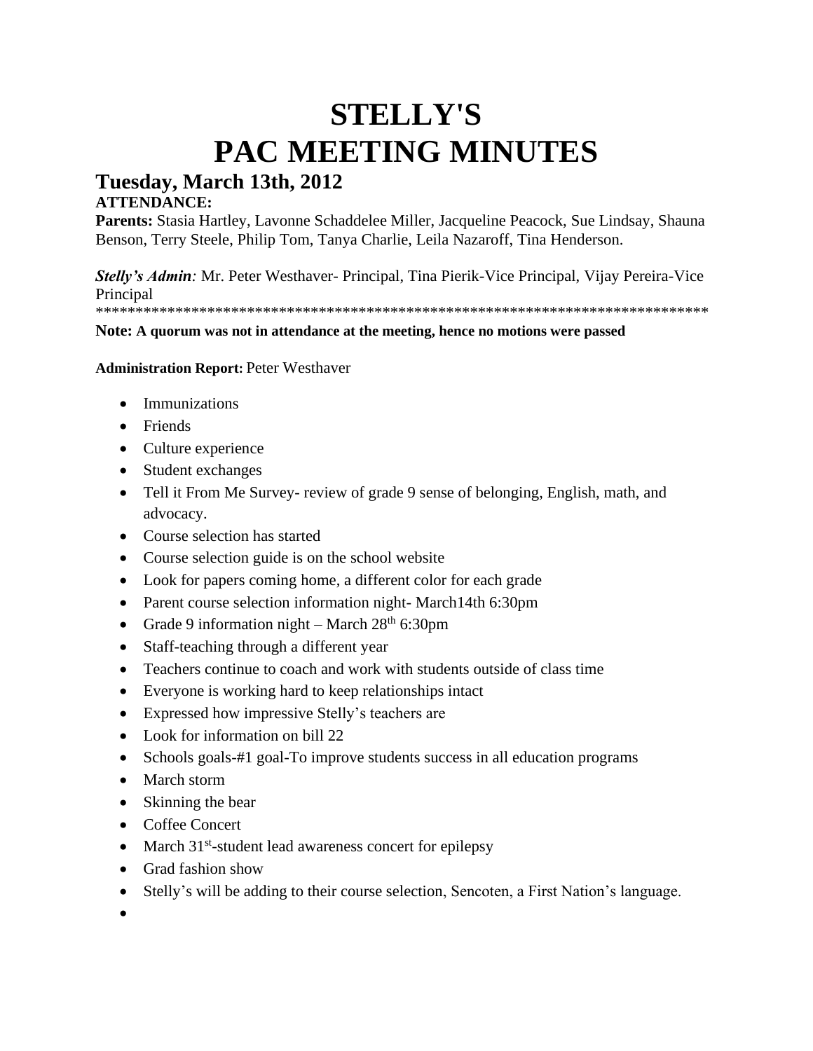# STELLY'S
# PAC MEETING MINUTES

## Tuesday, March 13th, 2012

**ATTENDANCE:**

**Parents:** Stasia Hartley, Lavonne Schaddelee Miller, Jacqueline Peacock, Sue Lindsay, Shauna Benson, Terry Steele, Philip Tom, Tanya Charlie, Leila Nazaroff, Tina Henderson.

***Stelly's Admin**:* Mr. Peter Westhaver- Principal, Tina Pierik-Vice Principal, Vijay Pereira-Vice Principal

*******************************************************************************

**Note: A quorum was not in attendance at the meeting, hence no motions were passed**

**Administration Report:** Peter Westhaver

- Immunizations
- Friends
- Culture experience
- Student exchanges
- Tell it From Me Survey- review of grade 9 sense of belonging, English, math, and advocacy.
- Course selection has started
- Course selection guide is on the school website
- Look for papers coming home, a different color for each grade
- Parent course selection information night- March14th 6:30pm
- Grade 9 information night – March 28th 6:30pm
- Staff-teaching through a different year
- Teachers continue to coach and work with students outside of class time
- Everyone is working hard to keep relationships intact
- Expressed how impressive Stelly's teachers are
- Look for information on bill 22
- Schools goals-#1 goal-To improve students success in all education programs
- March storm
- Skinning the bear
- Coffee Concert
- March 31st-student lead awareness concert for epilepsy
- Grad fashion show
- Stelly's will be adding to their course selection, Sencoten, a First Nation's language.
-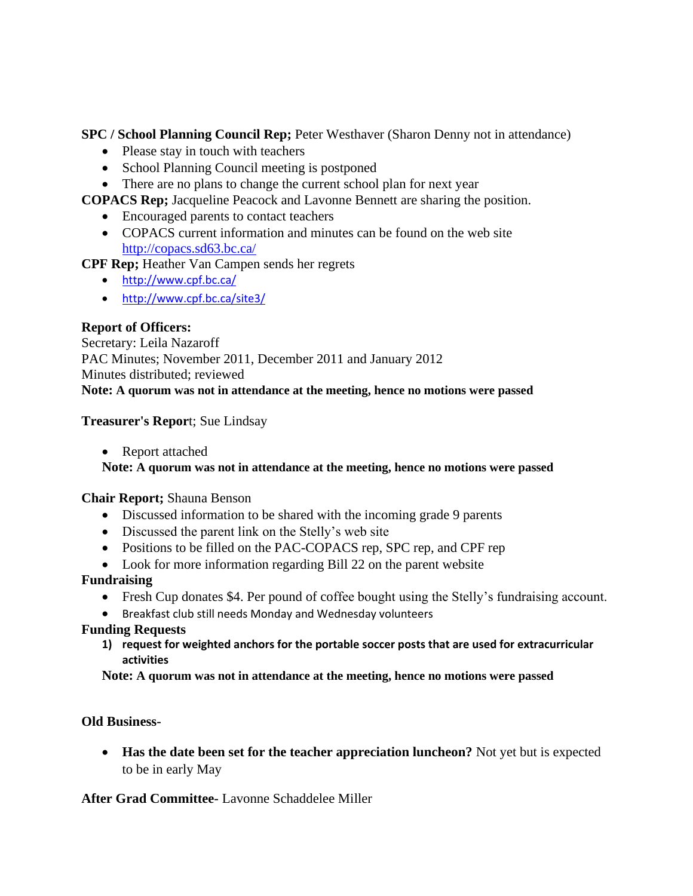**SPC / School Planning Council Rep;** Peter Westhaver (Sharon Denny not in attendance)

- Please stay in touch with teachers
- School Planning Council meeting is postponed
- There are no plans to change the current school plan for next year

**COPACS Rep;** Jacqueline Peacock and Lavonne Bennett are sharing the position.

- Encouraged parents to contact teachers
- COPACS current information and minutes can be found on the web site http://copacs.sd63.bc.ca/

**CPF Rep;** Heather Van Campen sends her regrets

- http://www.cpf.bc.ca/
- http://www.cpf.bc.ca/site3/

**Report of Officers:**
Secretary: Leila Nazaroff
PAC Minutes; November 2011, December 2011 and January 2012
Minutes distributed; reviewed
**Note: A quorum was not in attendance at the meeting, hence no motions were passed**

**Treasurer's Report**; Sue Lindsay

- Report attached

**Note: A quorum was not in attendance at the meeting, hence no motions were passed**

**Chair Report;** Shauna Benson

- Discussed information to be shared with the incoming grade 9 parents
- Discussed the parent link on the Stelly's web site
- Positions to be filled on the PAC-COPACS rep, SPC rep, and CPF rep
- Look for more information regarding Bill 22 on the parent website

**Fundraising**

- Fresh Cup donates $4. Per pound of coffee bought using the Stelly's fundraising account.
- Breakfast club still needs Monday and Wednesday volunteers

**Funding Requests**

1) **request for weighted anchors for the portable soccer posts that are used for extracurricular activities**

**Note: A quorum was not in attendance at the meeting, hence no motions were passed**

**Old Business-**

- **Has the date been set for the teacher appreciation luncheon?** Not yet but is expected to be in early May

**After Grad Committee-** Lavonne Schaddelee Miller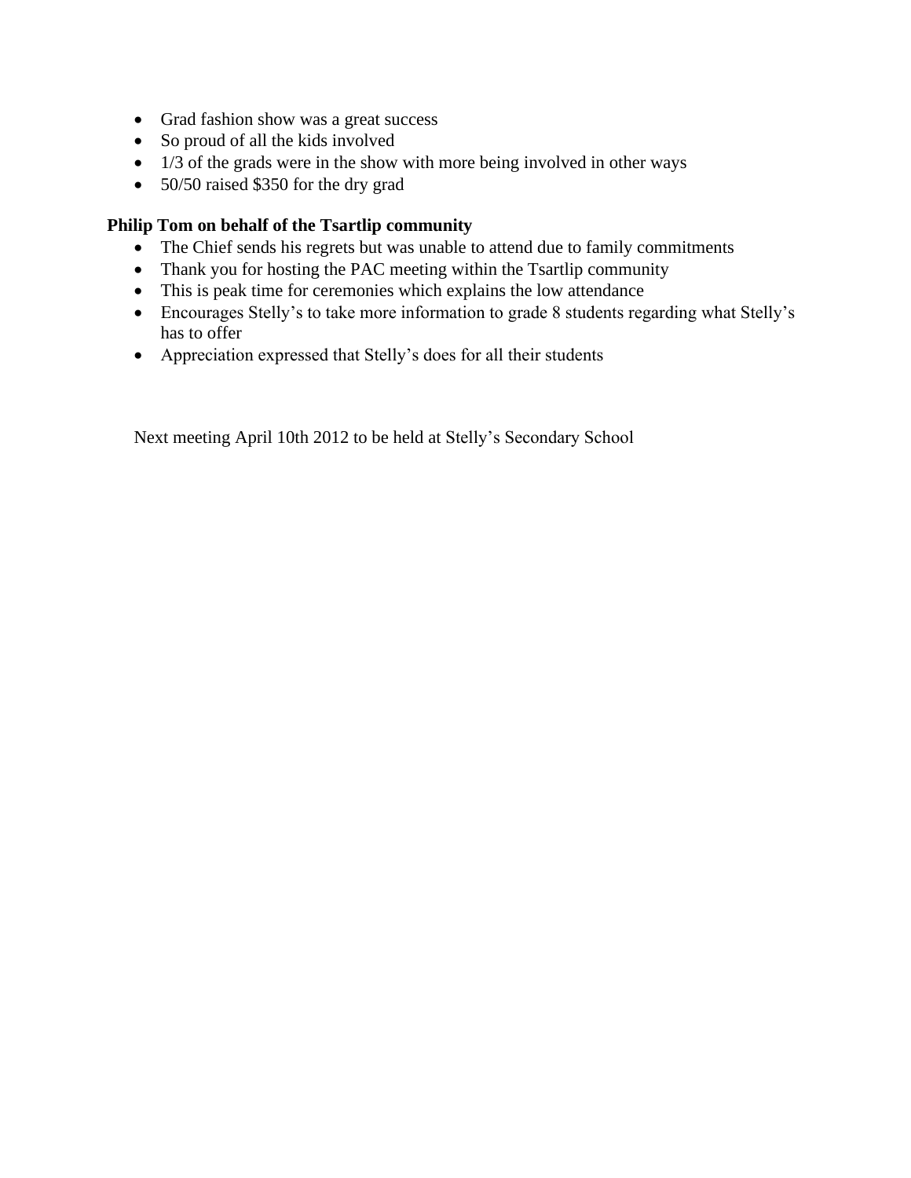- Grad fashion show was a great success
- So proud of all the kids involved
- 1/3 of the grads were in the show with more being involved in other ways
- 50/50 raised $350 for the dry grad

**Philip Tom on behalf of the Tsartlip community**

- The Chief sends his regrets but was unable to attend due to family commitments
- Thank you for hosting the PAC meeting within the Tsartlip community
- This is peak time for ceremonies which explains the low attendance
- Encourages Stelly's to take more information to grade 8 students regarding what Stelly's has to offer
- Appreciation expressed that Stelly's does for all their students

Next meeting April 10th 2012 to be held at Stelly's Secondary School